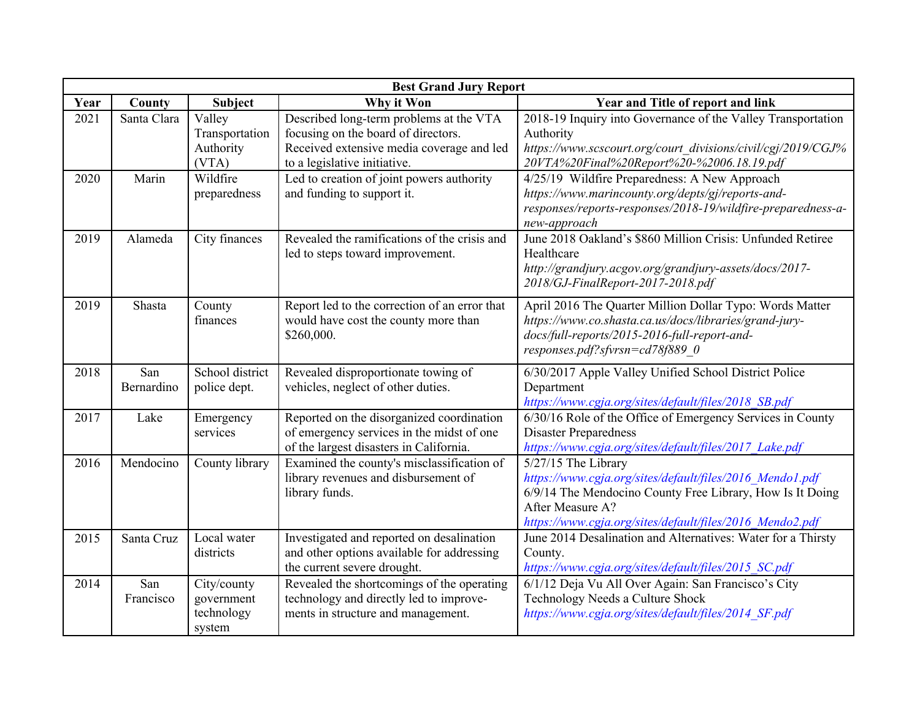| Best Grand Jury Report | | | | |
|---|---|---|---|---|
| **Year** | **County** | **Subject** | **Why it Won** | **Year and Title of report and link** |
| 2021 | Santa Clara | Valley Transportation Authority (VTA) | Described long-term problems at the VTA focusing on the board of directors. Received extensive media coverage and led to a legislative initiative. | 2018-19 Inquiry into Governance of the Valley Transportation Authority *https://www.scscourt.org/court_divisions/civil/cgj/2019/CGJ%20VTA%20Final%20Report%20-%2006.18.19.pdf* |
| 2020 | Marin | Wildfire preparedness | Led to creation of joint powers authority and funding to support it. | 4/25/19 Wildfire Preparedness: A New Approach *https://www.marincounty.org/depts/gj/reports-and-responses/reports-responses/2018-19/wildfire-preparedness-a-new-approach* |
| 2019 | Alameda | City finances | Revealed the ramifications of the crisis and led to steps toward improvement. | June 2018 Oakland's $860 Million Crisis: Unfunded Retiree Healthcare *http://grandjury.acgov.org/grandjury-assets/docs/2017-2018/GJ-FinalReport-2017-2018.pdf* |
| 2019 | Shasta | County finances | Report led to the correction of an error that would have cost the county more than $260,000. | April 2016 The Quarter Million Dollar Typo: Words Matter *https://www.co.shasta.ca.us/docs/libraries/grand-jury-docs/full-reports/2015-2016-full-report-and-responses.pdf?sfvrsn=cd78f889_0* |
| 2018 | San Bernardino | School district police dept. | Revealed disproportionate towing of vehicles, neglect of other duties. | 6/30/2017 Apple Valley Unified School District Police Department *https://www.cgja.org/sites/default/files/2018_SB.pdf* |
| 2017 | Lake | Emergency services | Reported on the disorganized coordination of emergency services in the midst of one of the largest disasters in California. | 6/30/16 Role of the Office of Emergency Services in County Disaster Preparedness *https://www.cgja.org/sites/default/files/2017_Lake.pdf* |
| 2016 | Mendocino | County library | Examined the county's misclassification of library revenues and disbursement of library funds. | 5/27/15 The Library *https://www.cgja.org/sites/default/files/2016_Mendo1.pdf* 6/9/14 The Mendocino County Free Library, How Is It Doing After Measure A? *https://www.cgja.org/sites/default/files/2016_Mendo2.pdf* |
| 2015 | Santa Cruz | Local water districts | Investigated and reported on desalination and other options available for addressing the current severe drought. | June 2014 Desalination and Alternatives: Water for a Thirsty County. *https://www.cgja.org/sites/default/files/2015_SC.pdf* |
| 2014 | San Francisco | City/county government technology system | Revealed the shortcomings of the operating technology and directly led to improvements in structure and management. | 6/1/12 Deja Vu All Over Again: San Francisco's City Technology Needs a Culture Shock *https://www.cgja.org/sites/default/files/2014_SF.pdf* |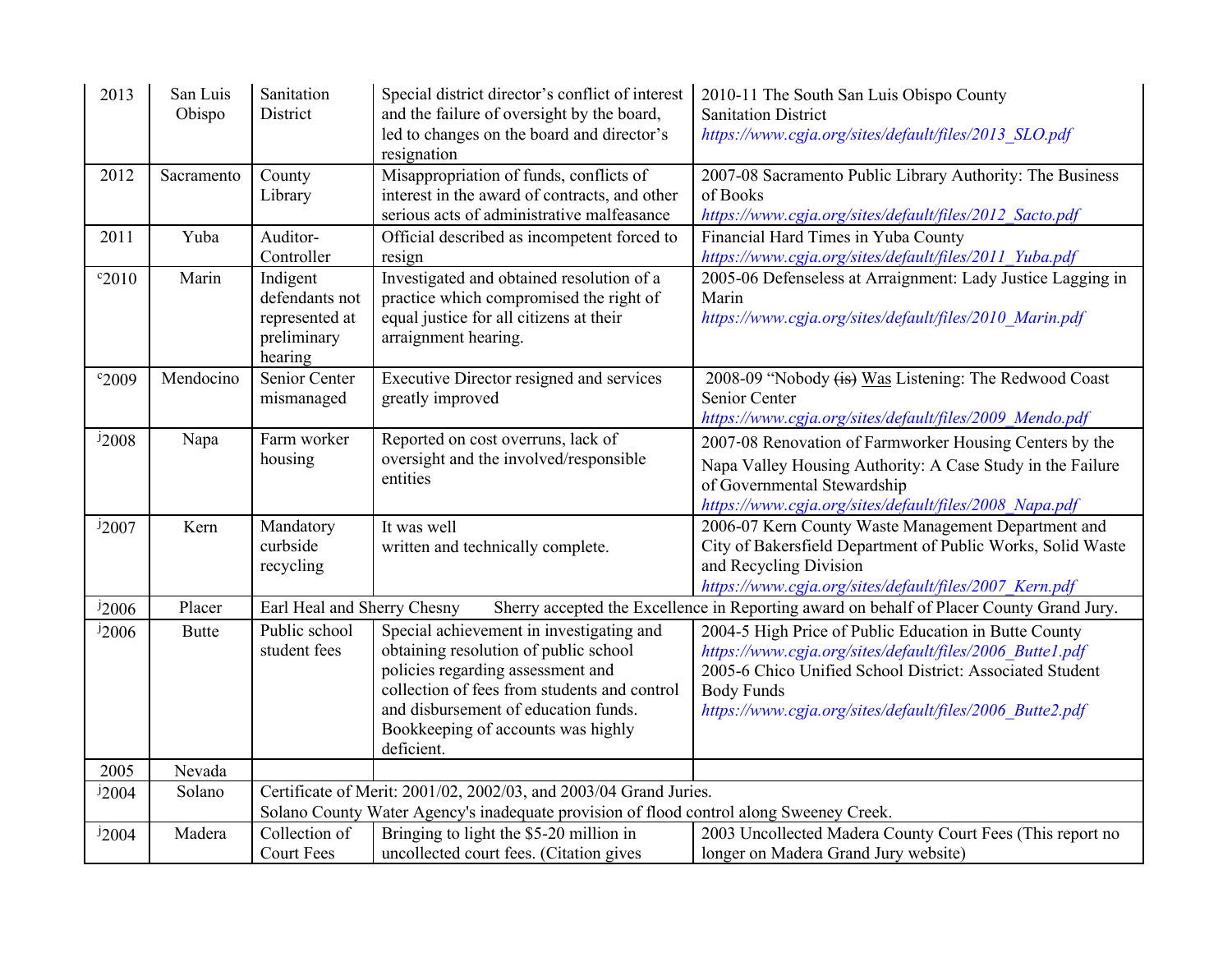| | | | | |
|---|---|---|---|---|
| 2013 | San Luis Obispo | Sanitation District | Special district director's conflict of interest and the failure of oversight by the board, led to changes on the board and director's resignation | 2010-11 The South San Luis Obispo County Sanitation District *https://www.cgja.org/sites/default/files/2013_SLO.pdf* |
| 2012 | Sacramento | County Library | Misappropriation of funds, conflicts of interest in the award of contracts, and other serious acts of administrative malfeasance | 2007-08 Sacramento Public Library Authority: The Business of Books *https://www.cgja.org/sites/default/files/2012_Sacto.pdf* |
| 2011 | Yuba | Auditor-Controller | Official described as incompetent forced to resign | Financial Hard Times in Yuba County *https://www.cgja.org/sites/default/files/2011_Yuba.pdf* |
| [c]2010 | Marin | Indigent defendants not represented at preliminary hearing | Investigated and obtained resolution of a practice which compromised the right of equal justice for all citizens at their arraignment hearing. | 2005-06 Defenseless at Arraignment: Lady Justice Lagging in Marin *https://www.cgja.org/sites/default/files/2010_Marin.pdf* |
| [c]2009 | Mendocino | Senior Center mismanaged | Executive Director resigned and services greatly improved | 2008-09 "Nobody ~~(is)~~ Was Listening: The Redwood Coast Senior Center *https://www.cgja.org/sites/default/files/2009_Mendo.pdf* |
| [j]2008 | Napa | Farm worker housing | Reported on cost overruns, lack of oversight and the involved/responsible entities | 2007-08 Renovation of Farmworker Housing Centers by the Napa Valley Housing Authority: A Case Study in the Failure of Governmental Stewardship *https://www.cgja.org/sites/default/files/2008_Napa.pdf* |
| [j]2007 | Kern | Mandatory curbside recycling | It was well written and technically complete. | 2006-07 Kern County Waste Management Department and City of Bakersfield Department of Public Works, Solid Waste and Recycling Division *https://www.cgja.org/sites/default/files/2007_Kern.pdf* |
| [j]2006 | Placer | Earl Heal and Sherry Chesny | Sherry accepted the Excellence in Reporting award on behalf of Placer County Grand Jury. | |
| [j]2006 | Butte | Public school student fees | Special achievement in investigating and obtaining resolution of public school policies regarding assessment and collection of fees from students and control and disbursement of education funds. Bookkeeping of accounts was highly deficient. | 2004-5 High Price of Public Education in Butte County *https://www.cgja.org/sites/default/files/2006_Butte1.pdf* 2005-6 Chico Unified School District: Associated Student Body Funds *https://www.cgja.org/sites/default/files/2006_Butte2.pdf* |
| 2005 | Nevada | | | |
| [j]2004 | Solano | Certificate of Merit: 2001/02, 2002/03, and 2003/04 Grand Juries. Solano County Water Agency's inadequate provision of flood control along Sweeney Creek. | | |
| [j]2004 | Madera | Collection of Court Fees | Bringing to light the \$5-20 million in uncollected court fees. (Citation gives | 2003 Uncollected Madera County Court Fees (This report no longer on Madera Grand Jury website) |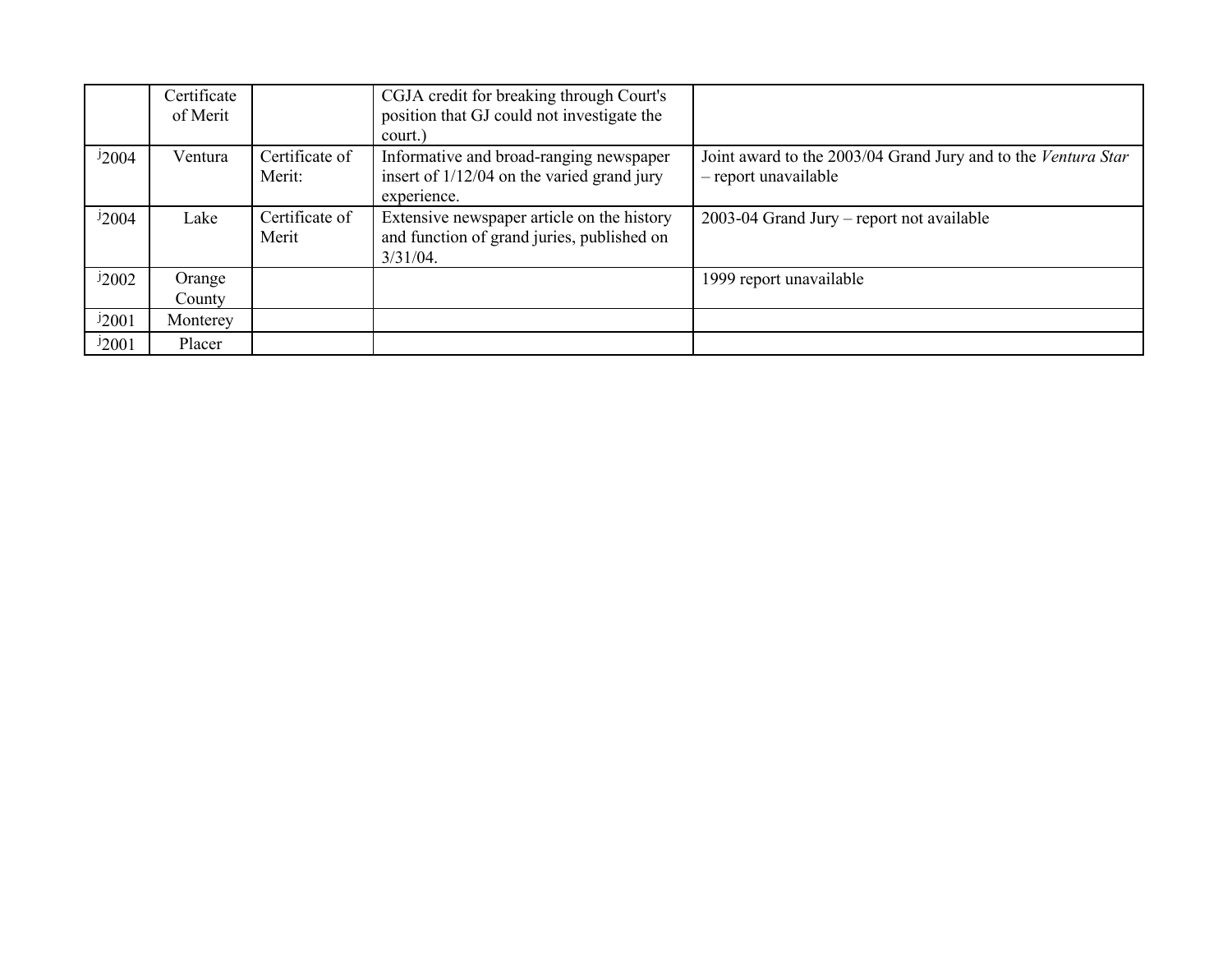| | | | | |
|---|---|---|---|---|
| | Certificate of Merit | | CGJA credit for breaking through Court's position that GJ could not investigate the court.) | |
| [j]2004 | Ventura | Certificate of Merit: | Informative and broad-ranging newspaper insert of 1/12/04 on the varied grand jury experience. | Joint award to the 2003/04 Grand Jury and to the *Ventura Star* – report unavailable |
| [j]2004 | Lake | Certificate of Merit | Extensive newspaper article on the history and function of grand juries, published on 3/31/04. | 2003-04 Grand Jury – report not available |
| [j]2002 | Orange County | | | 1999 report unavailable |
| [j]2001 | Monterey | | | |
| [j]2001 | Placer | | | |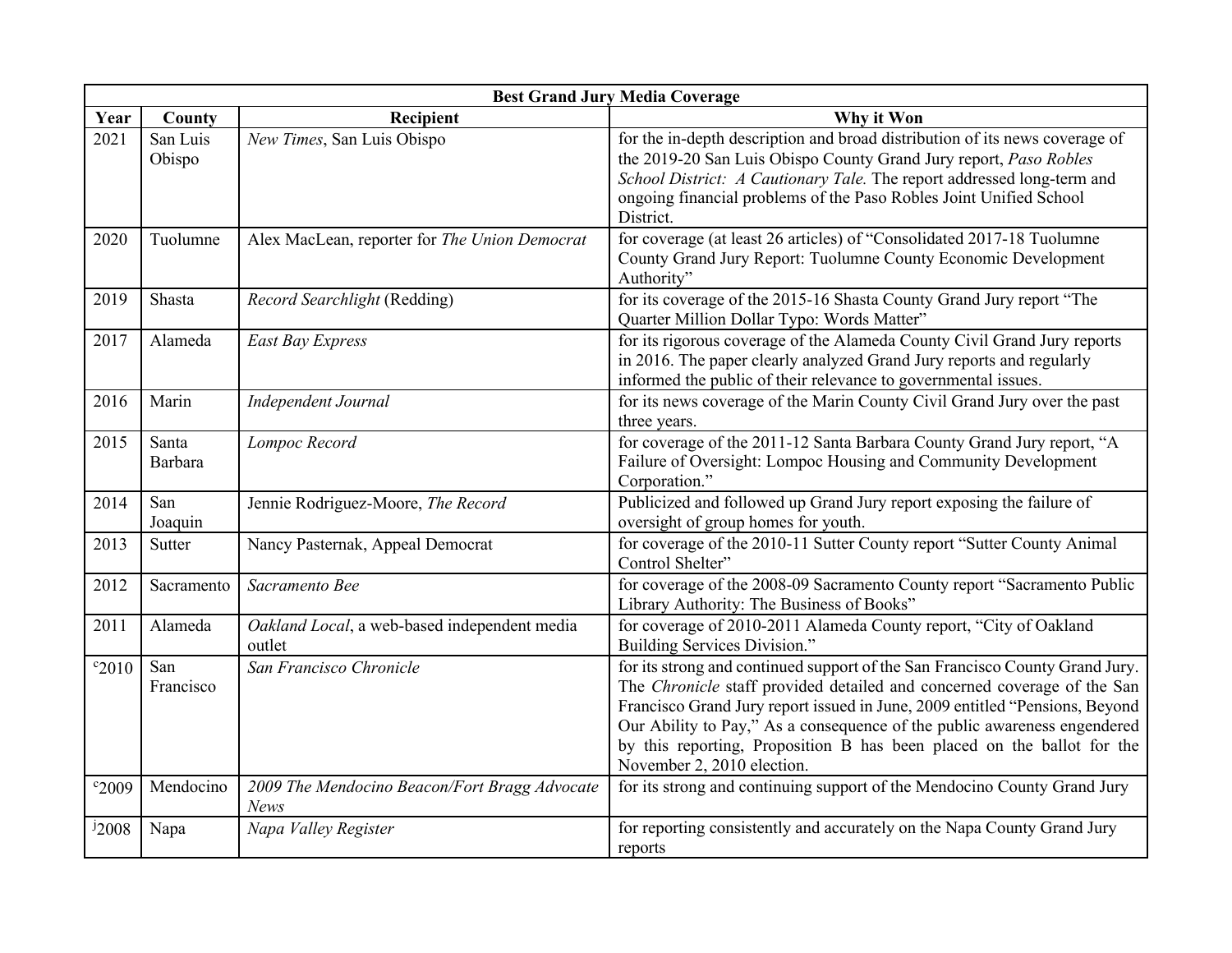| Best Grand Jury Media Coverage | | | |
|---|---|---|---|
| **Year** | **County** | **Recipient** | **Why it Won** |
| 2021 | San Luis Obispo | *New Times*, San Luis Obispo | for the in-depth description and broad distribution of its news coverage of the 2019-20 San Luis Obispo County Grand Jury report, *Paso Robles School District: A Cautionary Tale.* The report addressed long-term and ongoing financial problems of the Paso Robles Joint Unified School District. |
| 2020 | Tuolumne | Alex MacLean, reporter for *The Union Democrat* | for coverage (at least 26 articles) of "Consolidated 2017-18 Tuolumne County Grand Jury Report: Tuolumne County Economic Development Authority" |
| 2019 | Shasta | *Record Searchlight* (Redding) | for its coverage of the 2015-16 Shasta County Grand Jury report "The Quarter Million Dollar Typo: Words Matter" |
| 2017 | Alameda | *East Bay Express* | for its rigorous coverage of the Alameda County Civil Grand Jury reports in 2016. The paper clearly analyzed Grand Jury reports and regularly informed the public of their relevance to governmental issues. |
| 2016 | Marin | *Independent Journal* | for its news coverage of the Marin County Civil Grand Jury over the past three years. |
| 2015 | Santa Barbara | *Lompoc Record* | for coverage of the 2011-12 Santa Barbara County Grand Jury report, "A Failure of Oversight: Lompoc Housing and Community Development Corporation." |
| 2014 | San Joaquin | Jennie Rodriguez-Moore, *The Record* | Publicized and followed up Grand Jury report exposing the failure of oversight of group homes for youth. |
| 2013 | Sutter | Nancy Pasternak, Appeal Democrat | for coverage of the 2010-11 Sutter County report "Sutter County Animal Control Shelter" |
| 2012 | Sacramento | *Sacramento Bee* | for coverage of the 2008-09 Sacramento County report "Sacramento Public Library Authority: The Business of Books" |
| 2011 | Alameda | *Oakland Local*, a web-based independent media outlet | for coverage of 2010-2011 Alameda County report, "City of Oakland Building Services Division." |
| [c]2010 | San Francisco | *San Francisco Chronicle* | for its strong and continued support of the San Francisco County Grand Jury. The *Chronicle* staff provided detailed and concerned coverage of the San Francisco Grand Jury report issued in June, 2009 entitled "Pensions, Beyond Our Ability to Pay," As a consequence of the public awareness engendered by this reporting, Proposition B has been placed on the ballot for the November 2, 2010 election. |
| [c]2009 | Mendocino | *2009 The Mendocino Beacon/Fort Bragg Advocate News* | for its strong and continuing support of the Mendocino County Grand Jury |
| [j]2008 | Napa | *Napa Valley Register* | for reporting consistently and accurately on the Napa County Grand Jury reports |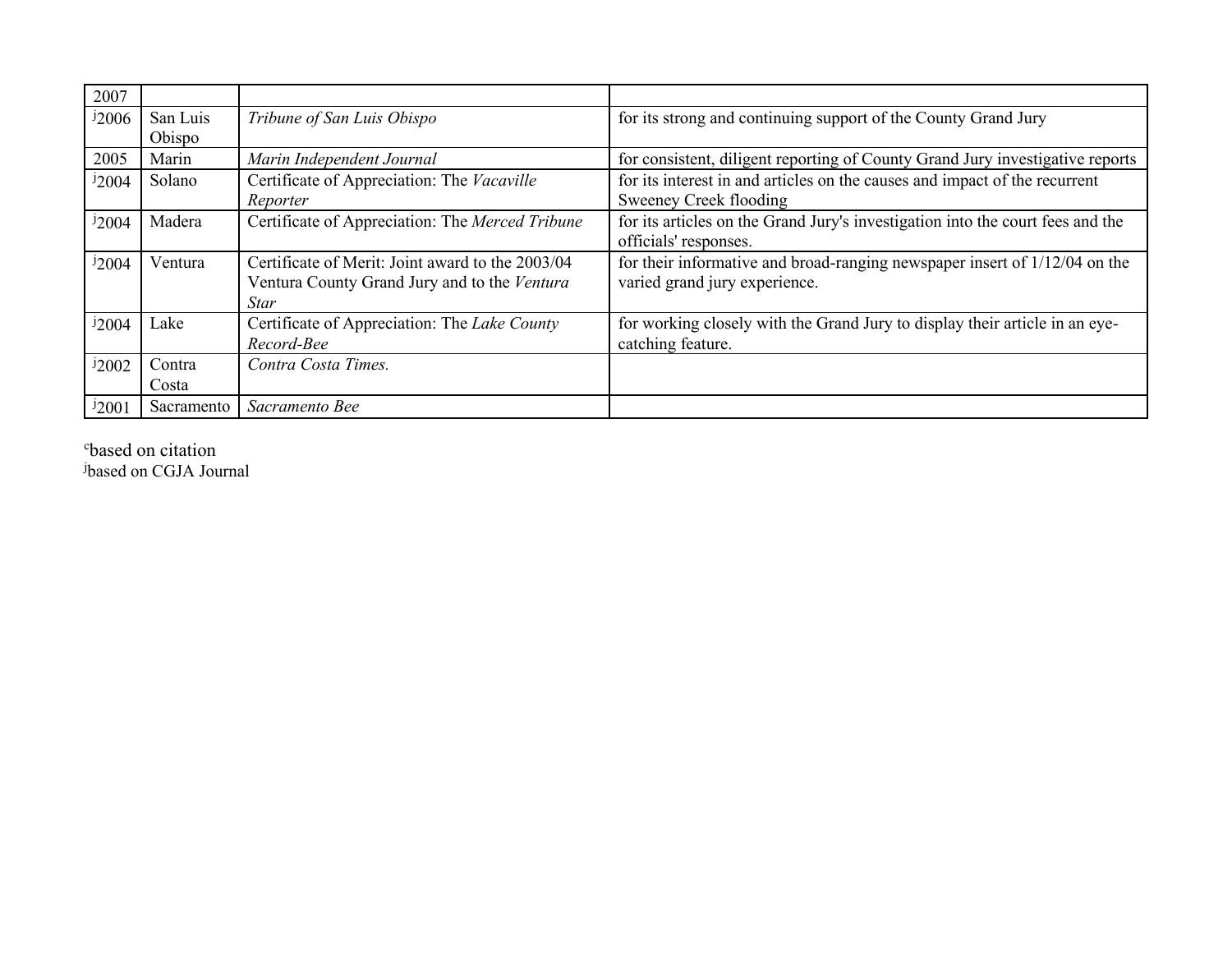| | | | |
|---|---|---|---|
| 2007 | | | |
| [j]2006 | San Luis Obispo | *Tribune of San Luis Obispo* | for its strong and continuing support of the County Grand Jury |
| 2005 | Marin | *Marin Independent Journal* | for consistent, diligent reporting of County Grand Jury investigative reports |
| [j]2004 | Solano | Certificate of Appreciation: The *Vacaville Reporter* | for its interest in and articles on the causes and impact of the recurrent Sweeney Creek flooding |
| [j]2004 | Madera | Certificate of Appreciation: The *Merced Tribune* | for its articles on the Grand Jury's investigation into the court fees and the officials' responses. |
| [j]2004 | Ventura | Certificate of Merit: Joint award to the 2003/04 Ventura County Grand Jury and to the *Ventura Star* | for their informative and broad-ranging newspaper insert of 1/12/04 on the varied grand jury experience. |
| [j]2004 | Lake | Certificate of Appreciation: The *Lake County Record-Bee* | for working closely with the Grand Jury to display their article in an eye-catching feature. |
| [j]2002 | Contra Costa | *Contra Costa Times.* | |
| [j]2001 | Sacramento | *Sacramento Bee* | |

[c]based on citation
[j]based on CGJA Journal